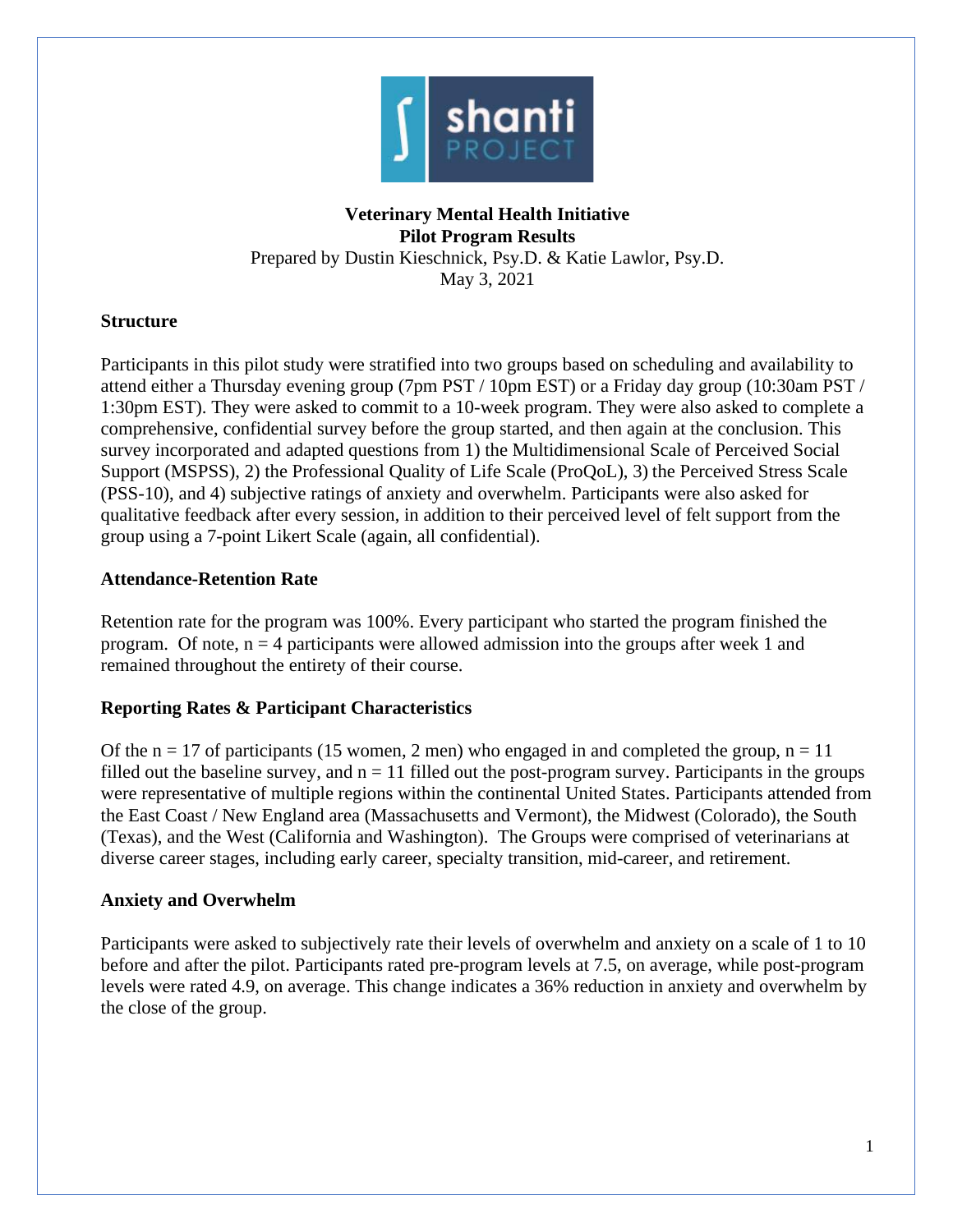# Veterinary Mental Health Initiative

## Pilot Program Results

Prepared by Dustin Kieschnick, Psy.D. & Katie Lawlor, Psy.D.
May 3, 2021

### Structure

Participants in this pilot study were stratified into two groups based on scheduling and availability to attend either a Thursday evening group (7pm PST / 10pm EST) or a Friday day group (10:30am PST / 1:30pm EST). They were asked to commit to a 10-week program. They were also asked to complete a comprehensive, confidential survey before the group started, and then again at the conclusion. This survey incorporated and adapted questions from 1) the Multidimensional Scale of Perceived Social Support (MSPSS), 2) the Professional Quality of Life Scale (ProQoL), 3) the Perceived Stress Scale (PSS-10), and 4) subjective ratings of anxiety and overwhelm. Participants were also asked for qualitative feedback after every session, in addition to their perceived level of felt support from the group using a 7-point Likert Scale (again, all confidential).

### Attendance-Retention Rate

Retention rate for the program was 100%. Every participant who started the program finished the program. Of note, $n = 4$ participants were allowed admission into the groups after week 1 and remained throughout the entirety of their course.

### Reporting Rates & Participant Characteristics

Of the $n = 17$ of participants (15 women, 2 men) who engaged in and completed the group, $n = 11$ filled out the baseline survey, and $n = 11$ filled out the post-program survey. Participants in the groups were representative of multiple regions within the continental United States. Participants attended from the East Coast / New England area (Massachusetts and Vermont), the Midwest (Colorado), the South (Texas), and the West (California and Washington). The Groups were comprised of veterinarians at diverse career stages, including early career, specialty transition, mid-career, and retirement.

### Anxiety and Overwhelm

Participants were asked to subjectively rate their levels of overwhelm and anxiety on a scale of 1 to 10 before and after the pilot. Participants rated pre-program levels at 7.5, on average, while post-program levels were rated 4.9, on average. This change indicates a 36% reduction in anxiety and overwhelm by the close of the group.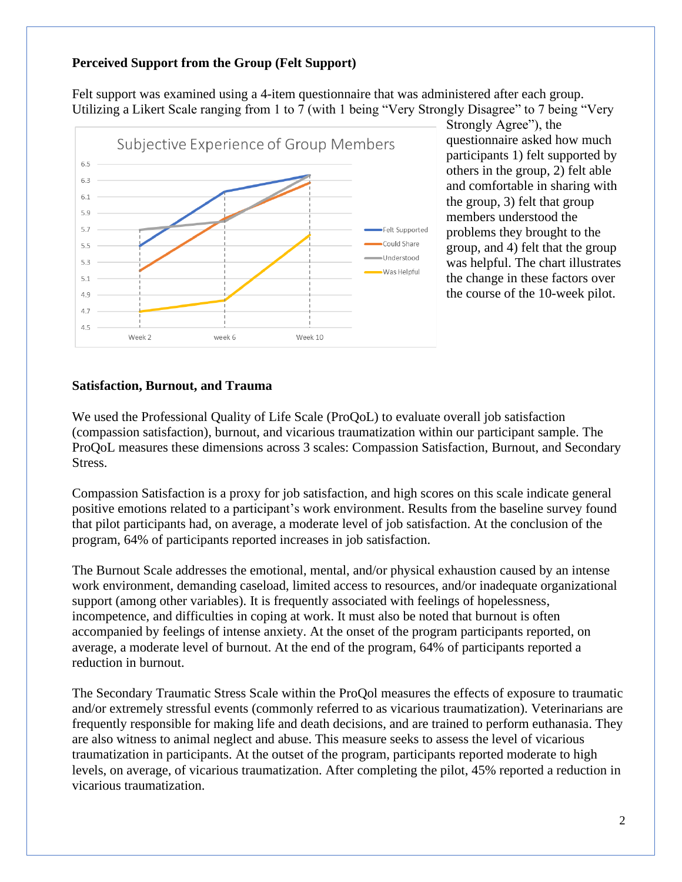### Perceived Support from the Group (Felt Support)

Felt support was examined using a 4-item questionnaire that was administered after each group. Utilizing a Likert Scale ranging from 1 to 7 (with 1 being "Very Strongly Disagree" to 7 being "Very Strongly Agree"), the questionnaire asked how much participants 1) felt supported by others in the group, 2) felt able and comfortable in sharing with the group, 3) felt that group members understood the problems they brought to the group, and 4) felt that the group was helpful. The chart illustrates the change in these factors over the course of the 10-week pilot.

### Satisfaction, Burnout, and Trauma

We used the Professional Quality of Life Scale (ProQoL) to evaluate overall job satisfaction (compassion satisfaction), burnout, and vicarious traumatization within our participant sample. The ProQoL measures these dimensions across 3 scales: Compassion Satisfaction, Burnout, and Secondary Stress.

Compassion Satisfaction is a proxy for job satisfaction, and high scores on this scale indicate general positive emotions related to a participant's work environment. Results from the baseline survey found that pilot participants had, on average, a moderate level of job satisfaction. At the conclusion of the program, 64% of participants reported increases in job satisfaction.

The Burnout Scale addresses the emotional, mental, and/or physical exhaustion caused by an intense work environment, demanding caseload, limited access to resources, and/or inadequate organizational support (among other variables). It is frequently associated with feelings of hopelessness, incompetence, and difficulties in coping at work. It must also be noted that burnout is often accompanied by feelings of intense anxiety. At the onset of the program participants reported, on average, a moderate level of burnout. At the end of the program, 64% of participants reported a reduction in burnout.

The Secondary Traumatic Stress Scale within the ProQol measures the effects of exposure to traumatic and/or extremely stressful events (commonly referred to as vicarious traumatization). Veterinarians are frequently responsible for making life and death decisions, and are trained to perform euthanasia. They are also witness to animal neglect and abuse. This measure seeks to assess the level of vicarious traumatization in participants. At the outset of the program, participants reported moderate to high levels, on average, of vicarious traumatization. After completing the pilot, 45% reported a reduction in vicarious traumatization.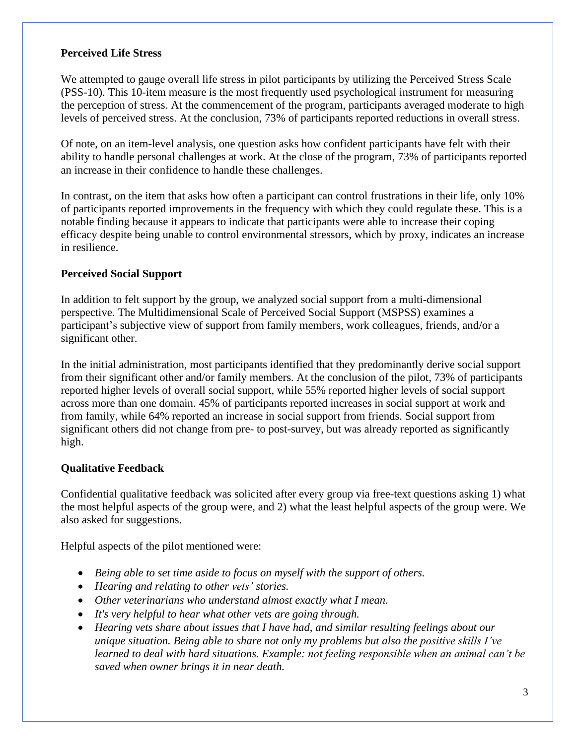**Perceived Life Stress**

We attempted to gauge overall life stress in pilot participants by utilizing the Perceived Stress Scale (PSS-10). This 10-item measure is the most frequently used psychological instrument for measuring the perception of stress. At the commencement of the program, participants averaged moderate to high levels of perceived stress. At the conclusion, 73% of participants reported reductions in overall stress.

Of note, on an item-level analysis, one question asks how confident participants have felt with their ability to handle personal challenges at work. At the close of the program, 73% of participants reported an increase in their confidence to handle these challenges.

In contrast, on the item that asks how often a participant can control frustrations in their life, only 10% of participants reported improvements in the frequency with which they could regulate these. This is a notable finding because it appears to indicate that participants were able to increase their coping efficacy despite being unable to control environmental stressors, which by proxy, indicates an increase in resilience.

**Perceived Social Support**

In addition to felt support by the group, we analyzed social support from a multi-dimensional perspective. The Multidimensional Scale of Perceived Social Support (MSPSS) examines a participant's subjective view of support from family members, work colleagues, friends, and/or a significant other.

In the initial administration, most participants identified that they predominantly derive social support from their significant other and/or family members. At the conclusion of the pilot, 73% of participants reported higher levels of overall social support, while 55% reported higher levels of social support across more than one domain. 45% of participants reported increases in social support at work and from family, while 64% reported an increase in social support from friends. Social support from significant others did not change from pre- to post-survey, but was already reported as significantly high.

**Qualitative Feedback**

Confidential qualitative feedback was solicited after every group via free-text questions asking 1) what the most helpful aspects of the group were, and 2) what the least helpful aspects of the group were. We also asked for suggestions.

Helpful aspects of the pilot mentioned were:

- *Being able to set time aside to focus on myself with the support of others.*
- *Hearing and relating to other vets' stories.*
- *Other veterinarians who understand almost exactly what I mean.*
- *It's very helpful to hear what other vets are going through.*
- *Hearing vets share about issues that I have had, and similar resulting feelings about our unique situation. Being able to share not only my problems but also the positive skills I've learned to deal with hard situations. Example: not feeling responsible when an animal can't be saved when owner brings it in near death.*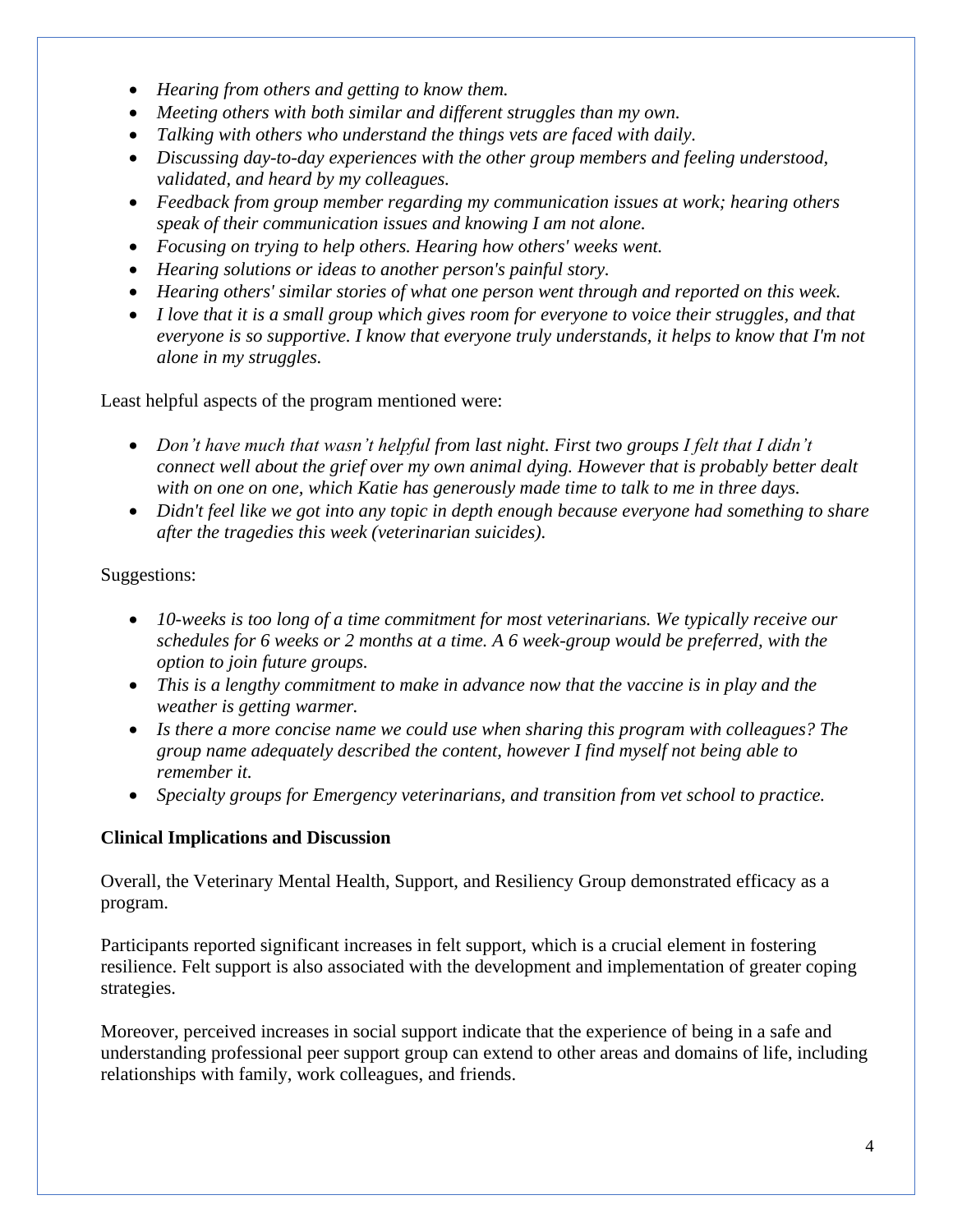- *Hearing from others and getting to know them.*
- *Meeting others with both similar and different struggles than my own.*
- *Talking with others who understand the things vets are faced with daily.*
- *Discussing day-to-day experiences with the other group members and feeling understood, validated, and heard by my colleagues.*
- *Feedback from group member regarding my communication issues at work; hearing others speak of their communication issues and knowing I am not alone.*
- *Focusing on trying to help others. Hearing how others' weeks went.*
- *Hearing solutions or ideas to another person's painful story.*
- *Hearing others' similar stories of what one person went through and reported on this week.*
- *I love that it is a small group which gives room for everyone to voice their struggles, and that everyone is so supportive. I know that everyone truly understands, it helps to know that I'm not alone in my struggles.*

Least helpful aspects of the program mentioned were:

- *Don't have much that wasn't helpful from last night. First two groups I felt that I didn't connect well about the grief over my own animal dying. However that is probably better dealt with on one on one, which Katie has generously made time to talk to me in three days.*
- *Didn't feel like we got into any topic in depth enough because everyone had something to share after the tragedies this week (veterinarian suicides).*

Suggestions:

- *10-weeks is too long of a time commitment for most veterinarians. We typically receive our schedules for 6 weeks or 2 months at a time. A 6 week-group would be preferred, with the option to join future groups.*
- *This is a lengthy commitment to make in advance now that the vaccine is in play and the weather is getting warmer.*
- *Is there a more concise name we could use when sharing this program with colleagues? The group name adequately described the content, however I find myself not being able to remember it.*
- *Specialty groups for Emergency veterinarians, and transition from vet school to practice.*

**Clinical Implications and Discussion**

Overall, the Veterinary Mental Health, Support, and Resiliency Group demonstrated efficacy as a program.

Participants reported significant increases in felt support, which is a crucial element in fostering resilience. Felt support is also associated with the development and implementation of greater coping strategies.

Moreover, perceived increases in social support indicate that the experience of being in a safe and understanding professional peer support group can extend to other areas and domains of life, including relationships with family, work colleagues, and friends.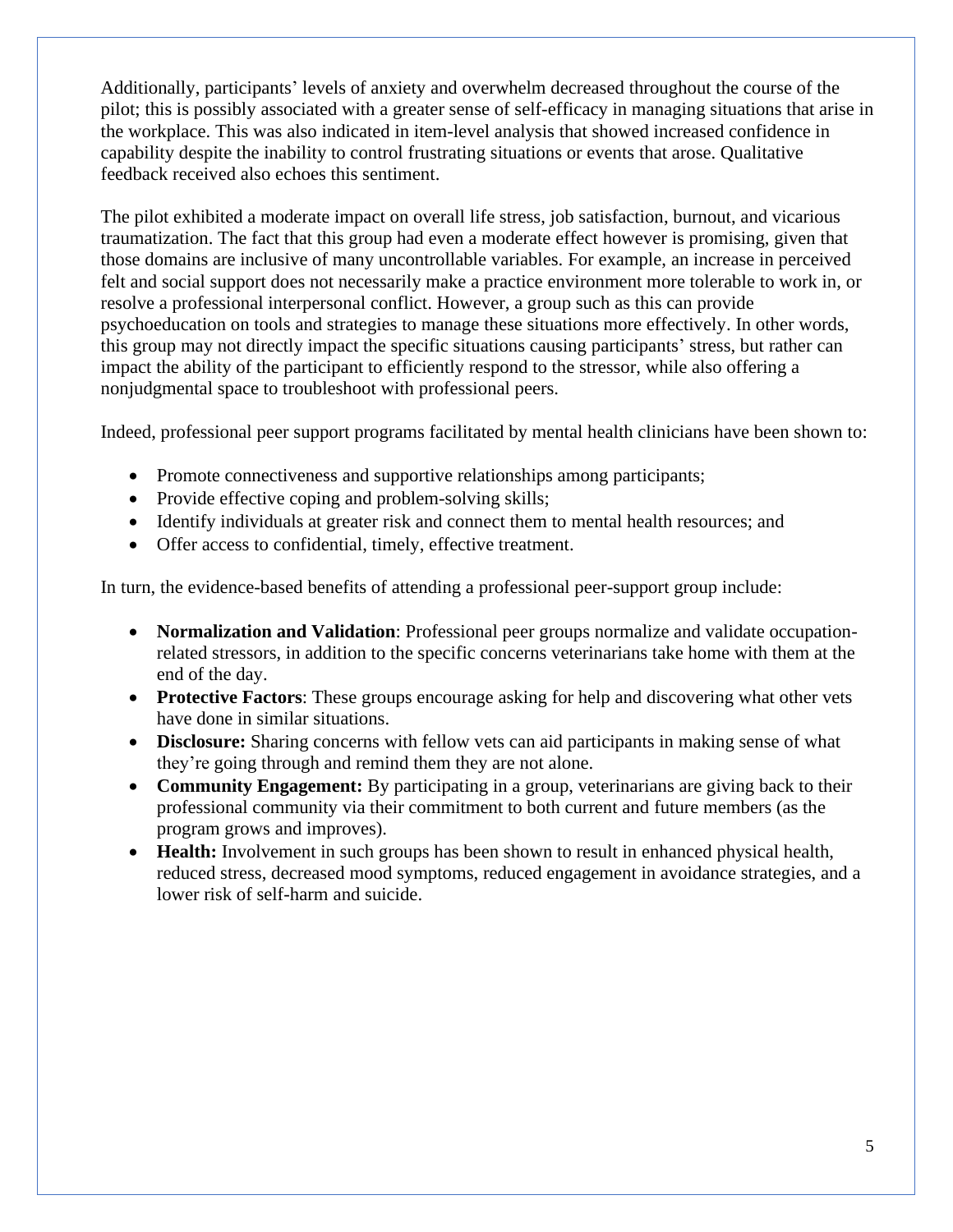Additionally, participants' levels of anxiety and overwhelm decreased throughout the course of the pilot; this is possibly associated with a greater sense of self-efficacy in managing situations that arise in the workplace. This was also indicated in item-level analysis that showed increased confidence in capability despite the inability to control frustrating situations or events that arose. Qualitative feedback received also echoes this sentiment.

The pilot exhibited a moderate impact on overall life stress, job satisfaction, burnout, and vicarious traumatization. The fact that this group had even a moderate effect however is promising, given that those domains are inclusive of many uncontrollable variables. For example, an increase in perceived felt and social support does not necessarily make a practice environment more tolerable to work in, or resolve a professional interpersonal conflict. However, a group such as this can provide psychoeducation on tools and strategies to manage these situations more effectively. In other words, this group may not directly impact the specific situations causing participants' stress, but rather can impact the ability of the participant to efficiently respond to the stressor, while also offering a nonjudgmental space to troubleshoot with professional peers.

Indeed, professional peer support programs facilitated by mental health clinicians have been shown to:

- Promote connectiveness and supportive relationships among participants;
- Provide effective coping and problem-solving skills;
- Identify individuals at greater risk and connect them to mental health resources; and
- Offer access to confidential, timely, effective treatment.

In turn, the evidence-based benefits of attending a professional peer-support group include:

- **Normalization and Validation**: Professional peer groups normalize and validate occupation-related stressors, in addition to the specific concerns veterinarians take home with them at the end of the day.
- **Protective Factors**: These groups encourage asking for help and discovering what other vets have done in similar situations.
- **Disclosure:** Sharing concerns with fellow vets can aid participants in making sense of what they're going through and remind them they are not alone.
- **Community Engagement:** By participating in a group, veterinarians are giving back to their professional community via their commitment to both current and future members (as the program grows and improves).
- **Health:** Involvement in such groups has been shown to result in enhanced physical health, reduced stress, decreased mood symptoms, reduced engagement in avoidance strategies, and a lower risk of self-harm and suicide.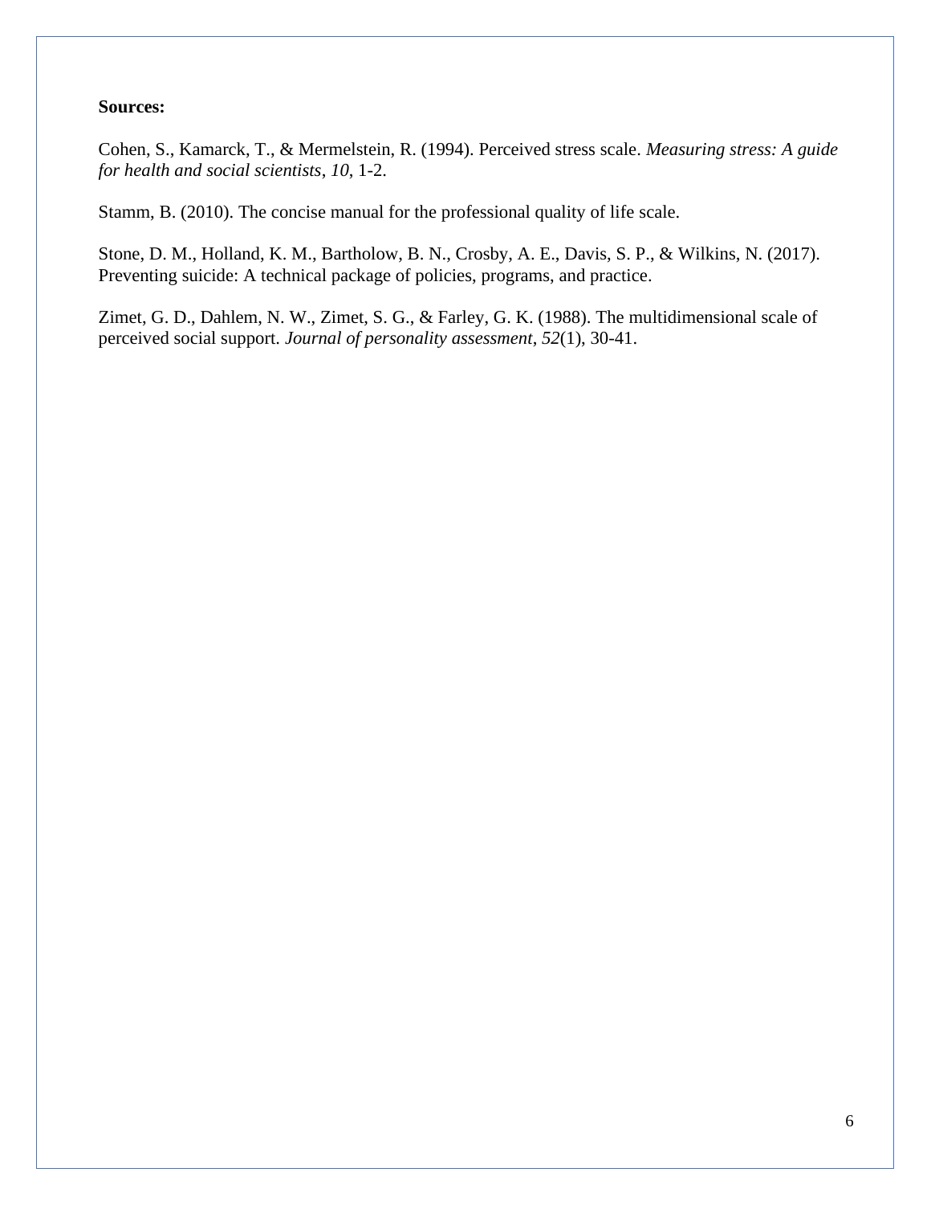**Sources:**

Cohen, S., Kamarck, T., & Mermelstein, R. (1994). Perceived stress scale. *Measuring stress: A guide for health and social scientists*, *10*, 1-2.

Stamm, B. (2010). The concise manual for the professional quality of life scale.

Stone, D. M., Holland, K. M., Bartholow, B. N., Crosby, A. E., Davis, S. P., & Wilkins, N. (2017). Preventing suicide: A technical package of policies, programs, and practice.

Zimet, G. D., Dahlem, N. W., Zimet, S. G., & Farley, G. K. (1988). The multidimensional scale of perceived social support. *Journal of personality assessment*, *52*(1), 30-41.